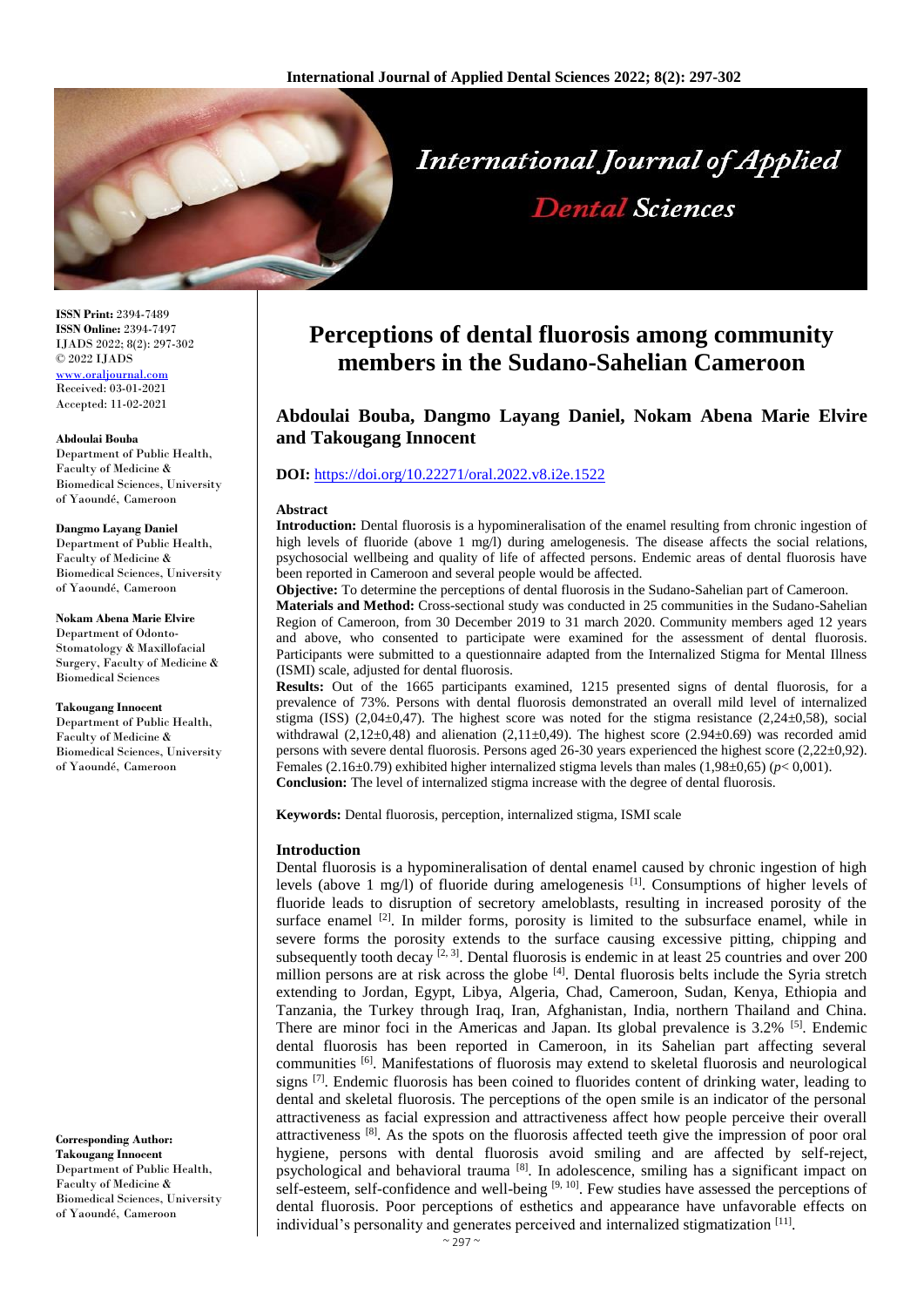**ISSN Print:** 2394-7489
**ISSN Online:** 2394-7497
IJADS 2022; 8(2): 297-302
© 2022 IJADS
www.oraljournal.com
Received: 03-01-2021
Accepted: 11-02-2021

**Abdoulai Bouba**
Department of Public Health, Faculty of Medicine & Biomedical Sciences, University of Yaoundé, Cameroon

**Dangmo Layang Daniel**
Department of Public Health, Faculty of Medicine & Biomedical Sciences, University of Yaoundé, Cameroon

**Nokam Abena Marie Elvire**
Department of Odonto-Stomatology & Maxillofacial Surgery, Faculty of Medicine & Biomedical Sciences

**Takougang Innocent**
Department of Public Health, Faculty of Medicine & Biomedical Sciences, University of Yaoundé, Cameroon

**Corresponding Author:**
**Takougang Innocent**
Department of Public Health, Faculty of Medicine & Biomedical Sciences, University of Yaoundé, Cameroon

# Perceptions of dental fluorosis among community members in the Sudano-Sahelian Cameroon

## Abdoulai Bouba, Dangmo Layang Daniel, Nokam Abena Marie Elvire and Takougang Innocent

**DOI:** https://doi.org/10.22271/oral.2022.v8.i2e.1522

### Abstract

**Introduction:** Dental fluorosis is a hypomineralisation of the enamel resulting from chronic ingestion of high levels of fluoride (above 1 mg/l) during amelogenesis. The disease affects the social relations, psychosocial wellbeing and quality of life of affected persons. Endemic areas of dental fluorosis have been reported in Cameroon and several people would be affected.

**Objective:** To determine the perceptions of dental fluorosis in the Sudano-Sahelian part of Cameroon.

**Materials and Method:** Cross-sectional study was conducted in 25 communities in the Sudano-Sahelian Region of Cameroon, from 30 December 2019 to 31 march 2020. Community members aged 12 years and above, who consented to participate were examined for the assessment of dental fluorosis. Participants were submitted to a questionnaire adapted from the Internalized Stigma for Mental Illness (ISMI) scale, adjusted for dental fluorosis.

**Results:** Out of the 1665 participants examined, 1215 presented signs of dental fluorosis, for a prevalence of 73%. Persons with dental fluorosis demonstrated an overall mild level of internalized stigma (ISS) (2,04±0,47). The highest score was noted for the stigma resistance (2,24±0,58), social withdrawal (2,12±0,48) and alienation (2,11±0,49). The highest score (2.94±0.69) was recorded amid persons with severe dental fluorosis. Persons aged 26-30 years experienced the highest score (2,22±0,92). Females (2.16±0.79) exhibited higher internalized stigma levels than males (1,98±0,65) ($p < 0,001$).

**Conclusion:** The level of internalized stigma increase with the degree of dental fluorosis.

**Keywords:** Dental fluorosis, perception, internalized stigma, ISMI scale

### Introduction

Dental fluorosis is a hypomineralisation of dental enamel caused by chronic ingestion of high levels (above 1 mg/l) of fluoride during amelogenesis [1]. Consumptions of higher levels of fluoride leads to disruption of secretory ameloblasts, resulting in increased porosity of the surface enamel [2]. In milder forms, porosity is limited to the subsurface enamel, while in severe forms the porosity extends to the surface causing excessive pitting, chipping and subsequently tooth decay [2, 3]. Dental fluorosis is endemic in at least 25 countries and over 200 million persons are at risk across the globe [4]. Dental fluorosis belts include the Syria stretch extending to Jordan, Egypt, Libya, Algeria, Chad, Cameroon, Sudan, Kenya, Ethiopia and Tanzania, the Turkey through Iraq, Iran, Afghanistan, India, northern Thailand and China. There are minor foci in the Americas and Japan. Its global prevalence is 3.2% [5]. Endemic dental fluorosis has been reported in Cameroon, in its Sahelian part affecting several communities [6]. Manifestations of fluorosis may extend to skeletal fluorosis and neurological signs [7]. Endemic fluorosis has been coined to fluorides content of drinking water, leading to dental and skeletal fluorosis. The perceptions of the open smile is an indicator of the personal attractiveness as facial expression and attractiveness affect how people perceive their overall attractiveness [8]. As the spots on the fluorosis affected teeth give the impression of poor oral hygiene, persons with dental fluorosis avoid smiling and are affected by self-reject, psychological and behavioral trauma [8]. In adolescence, smiling has a significant impact on self-esteem, self-confidence and well-being [9, 10]. Few studies have assessed the perceptions of dental fluorosis. Poor perceptions of esthetics and appearance have unfavorable effects on individual's personality and generates perceived and internalized stigmatization [11].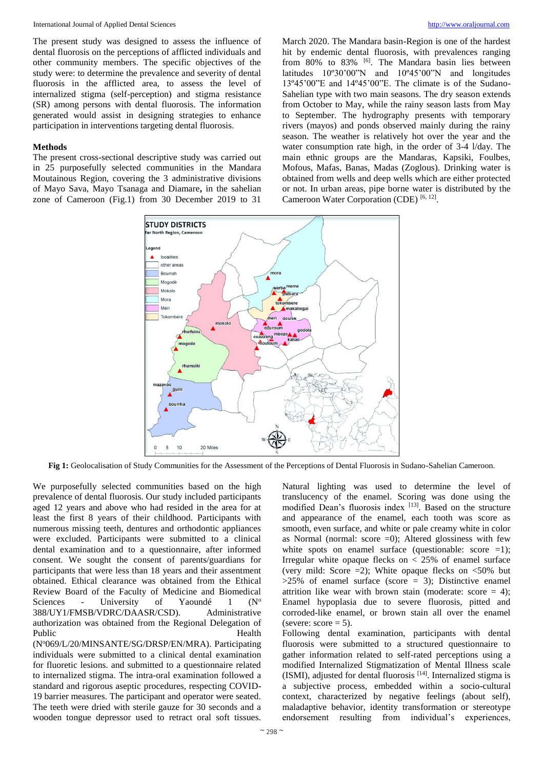The present study was designed to assess the influence of dental fluorosis on the perceptions of afflicted individuals and other community members. The specific objectives of the study were: to determine the prevalence and severity of dental fluorosis in the afflicted area, to assess the level of internalized stigma (self-perception) and stigma resistance (SR) among persons with dental fluorosis. The information generated would assist in designing strategies to enhance participation in interventions targeting dental fluorosis.

## Methods

The present cross-sectional descriptive study was carried out in 25 purposefully selected communities in the Mandara Moutainous Region, covering the 3 administrative divisions of Mayo Sava, Mayo Tsanaga and Diamare**,** in the sahelian zone of Cameroon (Fig.1) from 30 December 2019 to 31 March 2020. The Mandara basin-Region is one of the hardest hit by endemic dental fluorosis, with prevalences ranging from 80% to 83% [6]. The Mandara basin lies between latitudes 10º30'00"N and 10º45'00"N and longitudes 13º45'00"E and 14º45'00"E. The climate is of the Sudano-Sahelian type with two main seasons. The dry season extends from October to May, while the rainy season lasts from May to September. The hydrography presents with temporary rivers (mayos) and ponds observed mainly during the rainy season. The weather is relatively hot over the year and the water consumption rate high, in the order of 3-4 l/day. The main ethnic groups are the Mandaras, Kapsiki, Foulbes, Mofous, Mafas, Banas, Madas (Zoglous). Drinking water is obtained from wells and deep wells which are either protected or not. In urban areas, pipe borne water is distributed by the Cameroon Water Corporation (CDE) [6, 12].

**Fig 1:** Geolocalisation of Study Communities for the Assessment of the Perceptions of Dental Fluorosis in Sudano-Sahelian Cameroon.

We purposefully selected communities based on the high prevalence of dental fluorosis. Our study included participants aged 12 years and above who had resided in the area for at least the first 8 years of their childhood. Participants with numerous missing teeth, dentures and orthodontic appliances were excluded. Participants were submitted to a clinical dental examination and to a questionnaire, after informed consent. We sought the consent of parents/guardians for participants that were less than 18 years and their assentment obtained. Ethical clearance was obtained from the Ethical Review Board of the Faculty of Medicine and Biomedical Sciences - University of Yaoundé 1 (Nº 388/UY1/FMSB/VDRC/DAASR/CSD). Administrative authorization was obtained from the Regional Delegation of Public Health (Nº069/L/20/MINSANTE/SG/DRSP/EN/MRA). Participating individuals were submitted to a clinical dental examination for fluorotic lesions. and submitted to a questionnaire related to internalized stigma. The intra-oral examination followed a standard and rigorous aseptic procedures, respecting COVID-19 barrier measures. The participant and operator were seated. The teeth were dried with sterile gauze for 30 seconds and a wooden tongue depressor used to retract oral soft tissues. Natural lighting was used to determine the level of translucency of the enamel. Scoring was done using the modified Dean's fluorosis index [13]. Based on the structure and appearance of the enamel, each tooth was score as smooth, even surface, and white or pale creamy white in color as Normal (normal: score =0); Altered glossiness with few white spots on enamel surface (questionable: score =1); Irregular white opaque flecks on < 25% of enamel surface (very mild: Score =2); White opaque flecks on <50% but >25% of enamel surface (score = 3); Distinctive enamel attrition like wear with brown stain (moderate: score = 4); Enamel hypoplasia due to severe fluorosis, pitted and corroded-like enamel, or brown stain all over the enamel (severe: score = 5).

Following dental examination, participants with dental fluorosis were submitted to a structured questionnaire to gather information related to self-rated perceptions using a modified Internalized Stigmatization of Mental Illness scale (ISMI), adjusted for dental fluorosis [14]. Internalized stigma is a subjective process, embedded within a socio-cultural context, characterized by negative feelings (about self), maladaptive behavior, identity transformation or stereotype endorsement resulting from individual's experiences,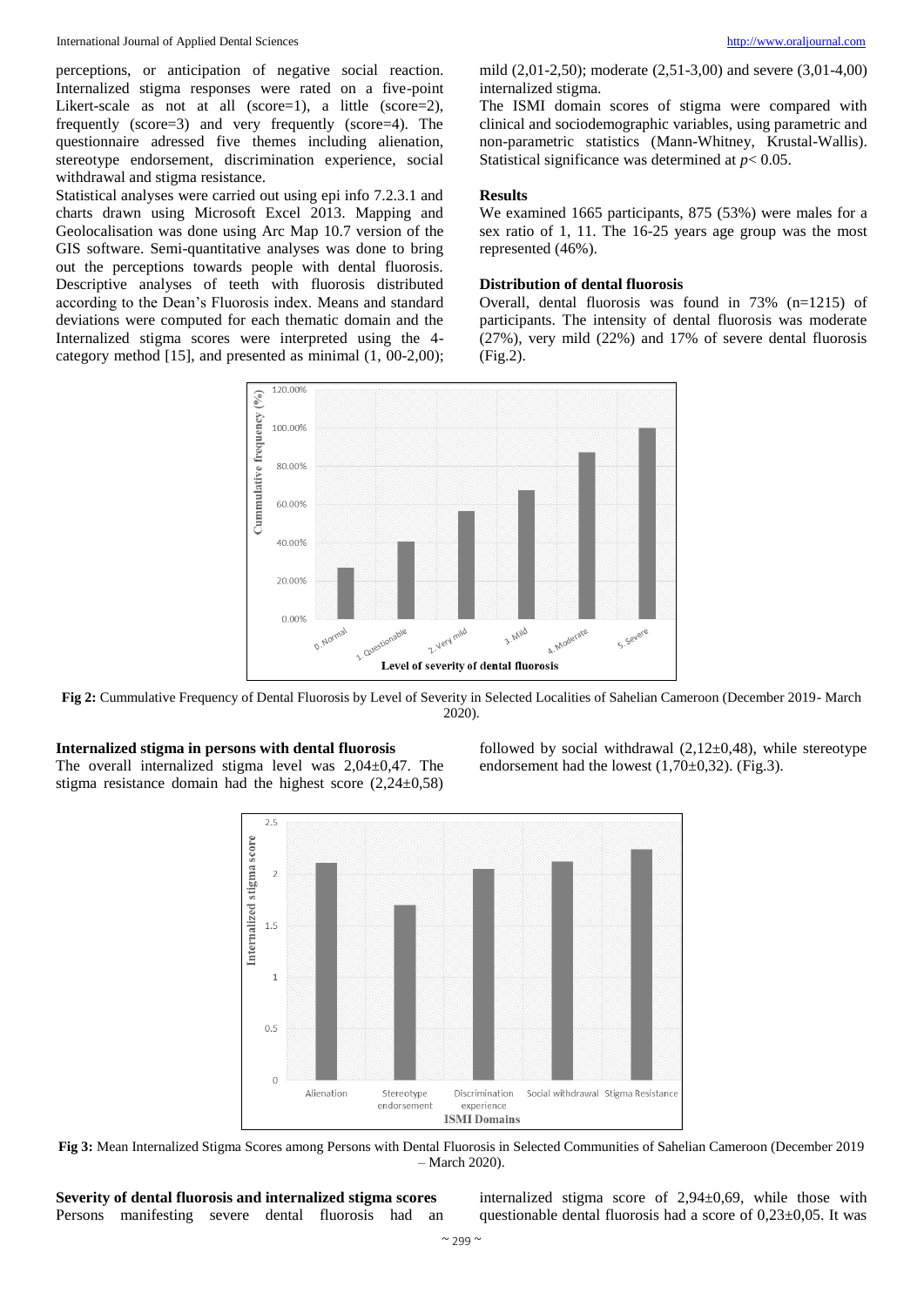perceptions, or anticipation of negative social reaction. Internalized stigma responses were rated on a five-point Likert-scale as not at all (score=1), a little (score=2), frequently (score=3) and very frequently (score=4). The questionnaire adressed five themes including alienation, stereotype endorsement, discrimination experience, social withdrawal and stigma resistance.

Statistical analyses were carried out using epi info 7.2.3.1 and charts drawn using Microsoft Excel 2013. Mapping and Geolocalisation was done using Arc Map 10.7 version of the GIS software. Semi-quantitative analyses was done to bring out the perceptions towards people with dental fluorosis. Descriptive analyses of teeth with fluorosis distributed according to the Dean's Fluorosis index. Means and standard deviations were computed for each thematic domain and the Internalized stigma scores were interpreted using the 4-category method [15], and presented as minimal (1, 00-2,00); mild (2,01-2,50); moderate (2,51-3,00) and severe (3,01-4,00) internalized stigma.

The ISMI domain scores of stigma were compared with clinical and sociodemographic variables, using parametric and non-parametric statistics (Mann-Whitney, Krustal-Wallis). Statistical significance was determined at $p < 0.05$.

## Results

We examined 1665 participants, 875 (53%) were males for a sex ratio of 1, 11. The 16-25 years age group was the most represented (46%).

### Distribution of dental fluorosis

Overall, dental fluorosis was found in 73% (n=1215) of participants. The intensity of dental fluorosis was moderate (27%), very mild (22%) and 17% of severe dental fluorosis (Fig.2).

**Fig 2:** Cummulative Frequency of Dental Fluorosis by Level of Severity in Selected Localities of Sahelian Cameroon (December 2019- March 2020).

### Internalized stigma in persons with dental fluorosis

The overall internalized stigma level was 2,04±0,47. The stigma resistance domain had the highest score (2,24±0,58) followed by social withdrawal (2,12±0,48), while stereotype endorsement had the lowest (1,70±0,32). (Fig.3).

**Fig 3:** Mean Internalized Stigma Scores among Persons with Dental Fluorosis in Selected Communities of Sahelian Cameroon (December 2019 – March 2020).

### Severity of dental fluorosis and internalized stigma scores

Persons manifesting severe dental fluorosis had an internalized stigma score of 2,94±0,69, while those with questionable dental fluorosis had a score of 0,23±0,05. It was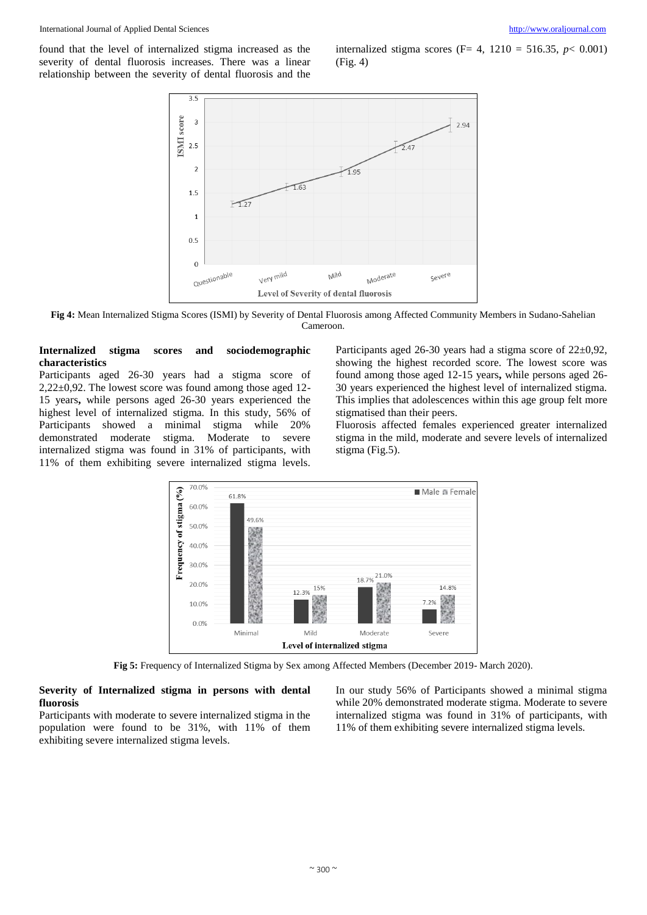found that the level of internalized stigma increased as the severity of dental fluorosis increases. There was a linear relationship between the severity of dental fluorosis and the internalized stigma scores ($F = 4, 1210 = 516.35$, $p < 0.001$) (Fig. 4)

**Fig 4:** Mean Internalized Stigma Scores (ISMI) by Severity of Dental Fluorosis among Affected Community Members in Sudano-Sahelian Cameroon.

### Internalized stigma scores and sociodemographic characteristics

Participants aged 26-30 years had a stigma score of 2,22±0,92. The lowest score was found among those aged 12-15 years**,** while persons aged 26-30 years experienced the highest level of internalized stigma. In this study, 56% of Participants showed a minimal stigma while 20% demonstrated moderate stigma. Moderate to severe internalized stigma was found in 31% of participants, with 11% of them exhibiting severe internalized stigma levels. Participants aged 26-30 years had a stigma score of 22±0,92, showing the highest recorded score. The lowest score was found among those aged 12-15 years**,** while persons aged 26-30 years experienced the highest level of internalized stigma. This implies that adolescences within this age group felt more stigmatised than their peers.

Fluorosis affected females experienced greater internalized stigma in the mild, moderate and severe levels of internalized stigma (Fig.5).

**Fig 5:** Frequency of Internalized Stigma by Sex among Affected Members (December 2019- March 2020).

### Severity of Internalized stigma in persons with dental fluorosis

Participants with moderate to severe internalized stigma in the population were found to be 31%, with 11% of them exhibiting severe internalized stigma levels.

In our study 56% of Participants showed a minimal stigma while 20% demonstrated moderate stigma. Moderate to severe internalized stigma was found in 31% of participants, with 11% of them exhibiting severe internalized stigma levels.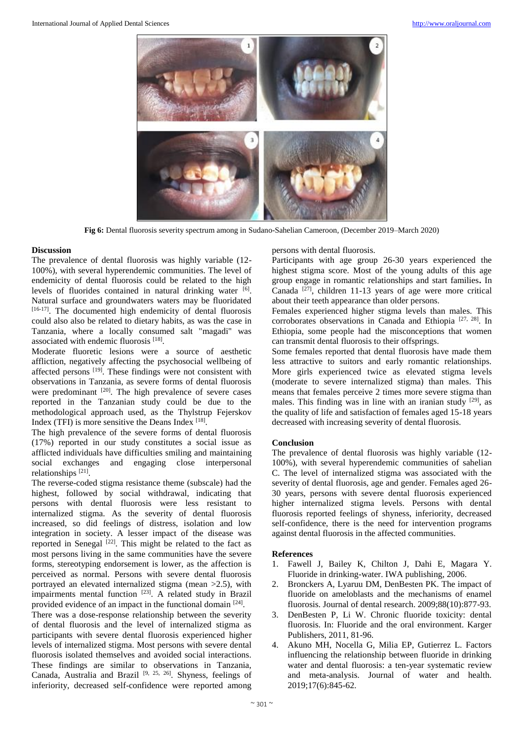Fig 6: Dental fluorosis severity spectrum among in Sudano-Sahelian Cameroon, (December 2019–March 2020)

## Discussion

The prevalence of dental fluorosis was highly variable (12-100%), with several hyperendemic communities. The level of endemicity of dental fluorosis could be related to the high levels of fluorides contained in natural drinking water [6]. Natural surface and groundwaters waters may be fluoridated [16-17]. The documented high endemicity of dental fluorosis could also also be related to dietary habits, as was the case in Tanzania, where a locally consumed salt "magadi" was associated with endemic fluorosis [18].

Moderate fluoretic lesions were a source of aesthetic affliction, negatively affecting the psychosocial wellbeing of affected persons [19]. These findings were not consistent with observations in Tanzania, as severe forms of dental fluorosis were predominant [20]. The high prevalence of severe cases reported in the Tanzanian study could be due to the methodological approach used, as the Thylstrup Fejerskov Index (TFI) is more sensitive the Deans Index [18].

The high prevalence of the severe forms of dental fluorosis (17%) reported in our study constitutes a social issue as afflicted individuals have difficulties smiling and maintaining social exchanges and engaging close interpersonal relationships [21].

The reverse-coded stigma resistance theme (subscale) had the highest, followed by social withdrawal, indicating that persons with dental fluorosis were less resistant to internalized stigma. As the severity of dental fluorosis increased, so did feelings of distress, isolation and low integration in society. A lesser impact of the disease was reported in Senegal [22]. This might be related to the fact as most persons living in the same communities have the severe forms, stereotyping endorsement is lower, as the affection is perceived as normal. Persons with severe dental fluorosis portrayed an elevated internalized stigma (mean >2.5), with impairments mental function [23]. A related study in Brazil provided evidence of an impact in the functional domain [24].

There was a dose-response relationship between the severity of dental fluorosis and the level of internalized stigma as participants with severe dental fluorosis experienced higher levels of internalized stigma. Most persons with severe dental fluorosis isolated themselves and avoided social interactions. These findings are similar to observations in Tanzania, Canada, Australia and Brazil [9, 25, 26]. Shyness, feelings of inferiority, decreased self-confidence were reported among persons with dental fluorosis.

Participants with age group 26-30 years experienced the highest stigma score. Most of the young adults of this age group engage in romantic relationships and start families**.** In Canada [27], children 11-13 years of age were more critical about their teeth appearance than older persons.

Females experienced higher stigma levels than males. This corroborates observations in Canada and Ethiopia [27, 28]. In Ethiopia, some people had the misconceptions that women can transmit dental fluorosis to their offsprings.

Some females reported that dental fluorosis have made them less attractive to suitors and early romantic relationships. More girls experienced twice as elevated stigma levels (moderate to severe internalized stigma) than males. This means that females perceive 2 times more severe stigma than males. This finding was in line with an iranian study [29], as the quality of life and satisfaction of females aged 15-18 years decreased with increasing severity of dental fluorosis.

## Conclusion

The prevalence of dental fluorosis was highly variable (12-100%), with several hyperendemic communities of sahelian C. The level of internalized stigma was associated with the severity of dental fluorosis, age and gender. Females aged 26-30 years, persons with severe dental fluorosis experienced higher internalized stigma levels. Persons with dental fluorosis reported feelings of shyness, inferiority, decreased self-confidence, there is the need for intervention programs against dental fluorosis in the affected communities.

## References

1. Fawell J, Bailey K, Chilton J, Dahi E, Magara Y. Fluoride in drinking-water. IWA publishing, 2006.
2. Bronckers A, Lyaruu DM, DenBesten PK. The impact of fluoride on ameloblasts and the mechanisms of enamel fluorosis. Journal of dental research. 2009;88(10):877-93.
3. DenBesten P, Li W. Chronic fluoride toxicity: dental fluorosis. In: Fluoride and the oral environment. Karger Publishers, 2011, 81-96.
4. Akuno MH, Nocella G, Milia EP, Gutierrez L. Factors influencing the relationship between fluoride in drinking water and dental fluorosis: a ten-year systematic review and meta-analysis. Journal of water and health. 2019;17(6):845-62.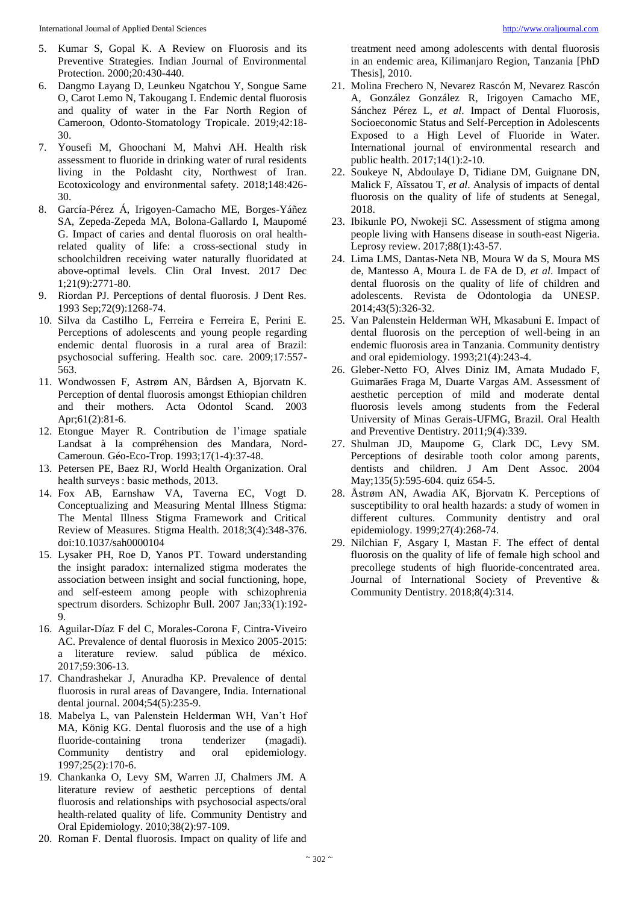5. Kumar S, Gopal K. A Review on Fluorosis and its Preventive Strategies. Indian Journal of Environmental Protection. 2000;20:430-440.
6. Dangmo Layang D, Leunkeu Ngatchou Y, Songue Same O, Carot Lemo N, Takougang I. Endemic dental fluorosis and quality of water in the Far North Region of Cameroon, Odonto-Stomatology Tropicale. 2019;42:18-30.
7. Yousefi M, Ghoochani M, Mahvi AH. Health risk assessment to fluoride in drinking water of rural residents living in the Poldasht city, Northwest of Iran. Ecotoxicology and environmental safety. 2018;148:426-30.
8. García-Pérez Á, Irigoyen-Camacho ME, Borges-Yáñez SA, Zepeda-Zepeda MA, Bolona-Gallardo I, Maupomé G. Impact of caries and dental fluorosis on oral health-related quality of life: a cross-sectional study in schoolchildren receiving water naturally fluoridated at above-optimal levels. Clin Oral Invest. 2017 Dec 1;21(9):2771-80.
9. Riordan PJ. Perceptions of dental fluorosis. J Dent Res. 1993 Sep;72(9):1268-74.
10. Silva da Castilho L, Ferreira e Ferreira E, Perini E. Perceptions of adolescents and young people regarding endemic dental fluorosis in a rural area of Brazil: psychosocial suffering. Health soc. care. 2009;17:557-563.
11. Wondwossen F, Astrøm AN, Bårdsen A, Bjorvatn K. Perception of dental fluorosis amongst Ethiopian children and their mothers. Acta Odontol Scand. 2003 Apr;61(2):81-6.
12. Etongue Mayer R. Contribution de l'image spatiale Landsat à la compréhension des Mandara, Nord-Cameroun. Géo-Eco-Trop. 1993;17(1-4):37-48.
13. Petersen PE, Baez RJ, World Health Organization. Oral health surveys : basic methods, 2013.
14. Fox AB, Earnshaw VA, Taverna EC, Vogt D. Conceptualizing and Measuring Mental Illness Stigma: The Mental Illness Stigma Framework and Critical Review of Measures. Stigma Health. 2018;3(4):348-376. doi:10.1037/sah0000104
15. Lysaker PH, Roe D, Yanos PT. Toward understanding the insight paradox: internalized stigma moderates the association between insight and social functioning, hope, and self-esteem among people with schizophrenia spectrum disorders. Schizophr Bull. 2007 Jan;33(1):192-9.
16. Aguilar-Díaz F del C, Morales-Corona F, Cintra-Viveiro AC. Prevalence of dental fluorosis in Mexico 2005-2015: a literature review. salud pública de méxico. 2017;59:306-13.
17. Chandrashekar J, Anuradha KP. Prevalence of dental fluorosis in rural areas of Davangere, India. International dental journal. 2004;54(5):235-9.
18. Mabelya L, van Palenstein Helderman WH, Van't Hof MA, König KG. Dental fluorosis and the use of a high fluoride-containing trona tenderizer (magadi). Community dentistry and oral epidemiology. 1997;25(2):170-6.
19. Chankanka O, Levy SM, Warren JJ, Chalmers JM. A literature review of aesthetic perceptions of dental fluorosis and relationships with psychosocial aspects/oral health-related quality of life. Community Dentistry and Oral Epidemiology. 2010;38(2):97-109.
20. Roman F. Dental fluorosis. Impact on quality of life and treatment need among adolescents with dental fluorosis in an endemic area, Kilimanjaro Region, Tanzania [PhD Thesis], 2010.
21. Molina Frechero N, Nevarez Rascón M, Nevarez Rascón A, González González R, Irigoyen Camacho ME, Sánchez Pérez L, *et al*. Impact of Dental Fluorosis, Socioeconomic Status and Self-Perception in Adolescents Exposed to a High Level of Fluoride in Water. International journal of environmental research and public health. 2017;14(1):2-10.
22. Soukeye N, Abdoulaye D, Tidiane DM, Guignane DN, Malick F, Aîssatou T, *et al*. Analysis of impacts of dental fluorosis on the quality of life of students at Senegal, 2018.
23. Ibikunle PO, Nwokeji SC. Assessment of stigma among people living with Hansens disease in south-east Nigeria. Leprosy review. 2017;88(1):43-57.
24. Lima LMS, Dantas-Neta NB, Moura W da S, Moura MS de, Mantesso A, Moura L de FA de D, *et al*. Impact of dental fluorosis on the quality of life of children and adolescents. Revista de Odontologia da UNESP. 2014;43(5):326-32.
25. Van Palenstein Helderman WH, Mkasabuni E. Impact of dental fluorosis on the perception of well-being in an endemic fluorosis area in Tanzania. Community dentistry and oral epidemiology. 1993;21(4):243-4.
26. Gleber-Netto FO, Alves Diniz IM, Amata Mudado F, Guimarães Fraga M, Duarte Vargas AM. Assessment of aesthetic perception of mild and moderate dental fluorosis levels among students from the Federal University of Minas Gerais-UFMG, Brazil. Oral Health and Preventive Dentistry. 2011;9(4):339.
27. Shulman JD, Maupome G, Clark DC, Levy SM. Perceptions of desirable tooth color among parents, dentists and children. J Am Dent Assoc. 2004 May;135(5):595-604. quiz 654-5.
28. Åstrøm AN, Awadia AK, Bjorvatn K. Perceptions of susceptibility to oral health hazards: a study of women in different cultures. Community dentistry and oral epidemiology. 1999;27(4):268-74.
29. Nilchian F, Asgary I, Mastan F. The effect of dental fluorosis on the quality of life of female high school and precollege students of high fluoride-concentrated area. Journal of International Society of Preventive & Community Dentistry. 2018;8(4):314.